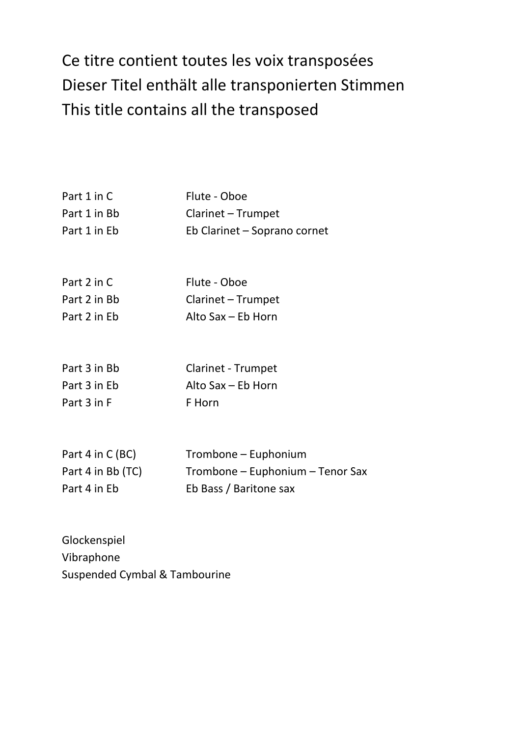Ce titre contient toutes les voix transposées
Dieser Titel enthält alle transponierten Stimmen
This title contains all the transposed

| | |
|---|---|
| Part 1 in C | Flute - Oboe |
| Part 1 in Bb | Clarinet – Trumpet |
| Part 1 in Eb | Eb Clarinet – Soprano cornet |
| | |
| Part 2 in C | Flute - Oboe |
| Part 2 in Bb | Clarinet – Trumpet |
| Part 2 in Eb | Alto Sax – Eb Horn |
| | |
| Part 3 in Bb | Clarinet - Trumpet |
| Part 3 in Eb | Alto Sax – Eb Horn |
| Part 3 in F | F Horn |
| | |
| Part 4 in C (BC) | Trombone – Euphonium |
| Part 4 in Bb (TC) | Trombone – Euphonium – Tenor Sax |
| Part 4 in Eb | Eb Bass / Baritone sax |

Glockenspiel
Vibraphone
Suspended Cymbal & Tambourine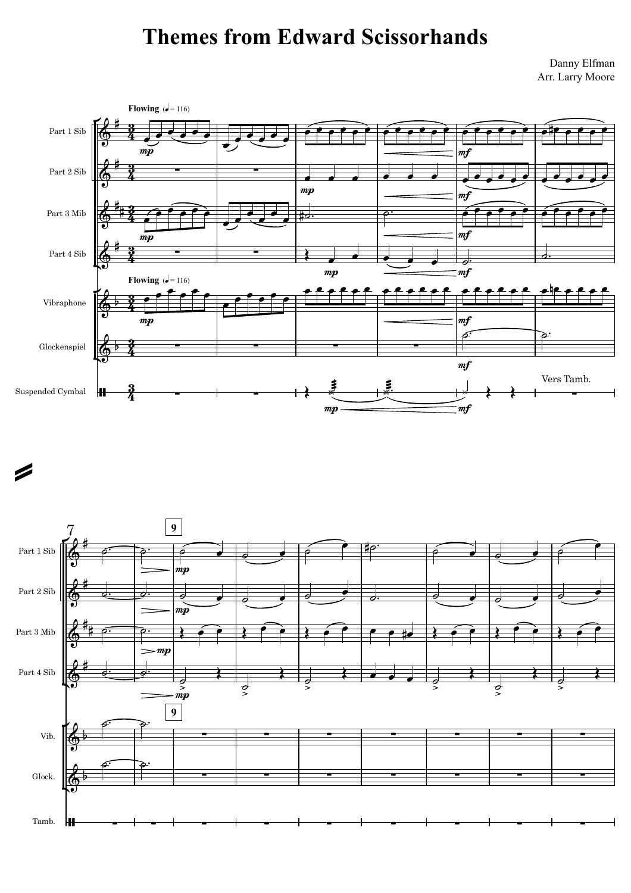# Themes from Edward Scissorhands

Danny Elfman
Arr. Larry Moore

**Flowing** (♩= 116)

Part 1 Sib

Part 2 Sib

Part 3 Mib

Part 4 Sib

Vibraphone

Glockenspiel

Suspended Cymbal

Vers Tamb.

Vib.

Glock.

Tamb.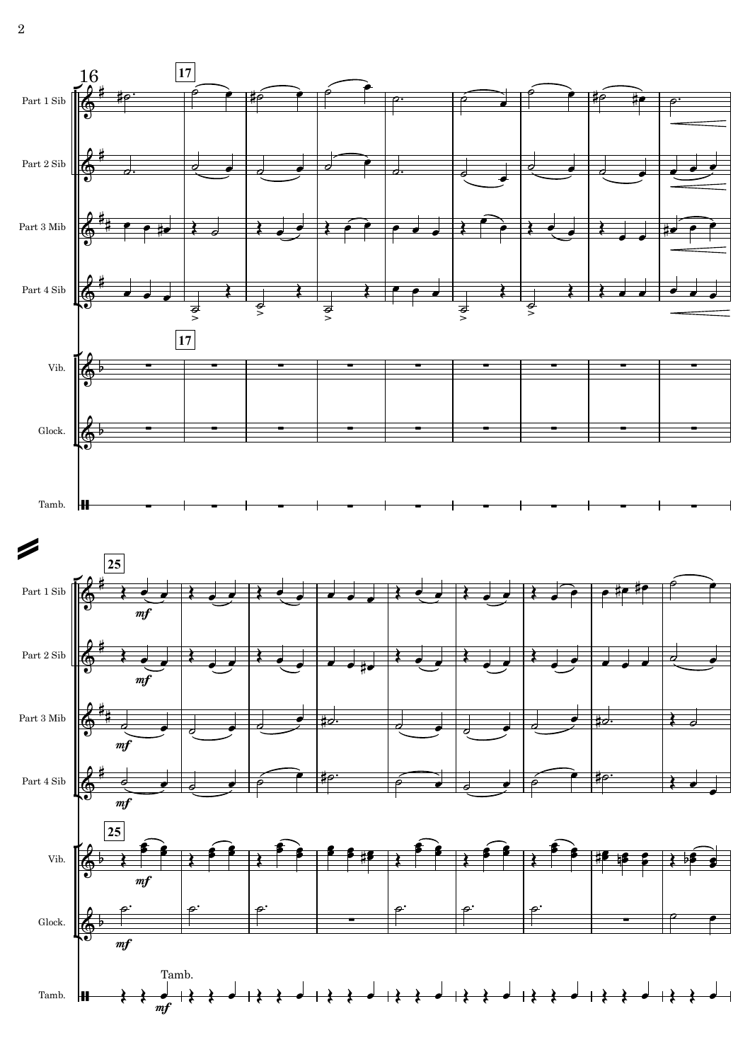16

17

Part 1 Sib

Part 2 Sib

Part 3 Mib

Part 4 Sib

Vib.

Glock.

Tamb.

25

*mf*

Tamb.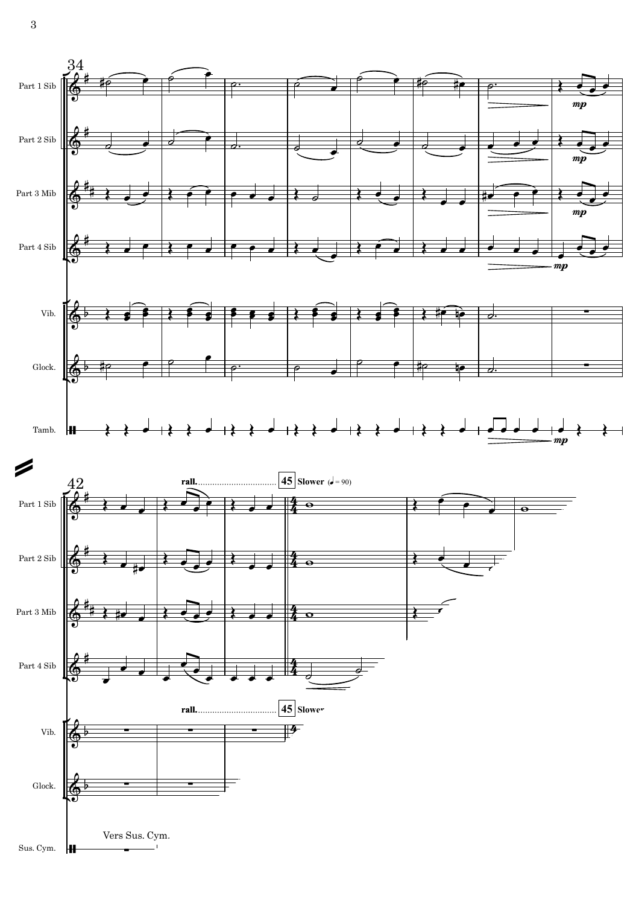34

Part 1 Sib

Part 2 Sib

Part 3 Mib

Part 4 Sib

Vib.

Glock.

Tamb.

*mp*

42

rall.

**45** **Slower** (♩ = 90)

Part 1 Sib

Part 2 Sib

Part 3 Mib

Part 4 Sib

Vib.

Glock.

Sus. Cym.

Vers Sus. Cym.